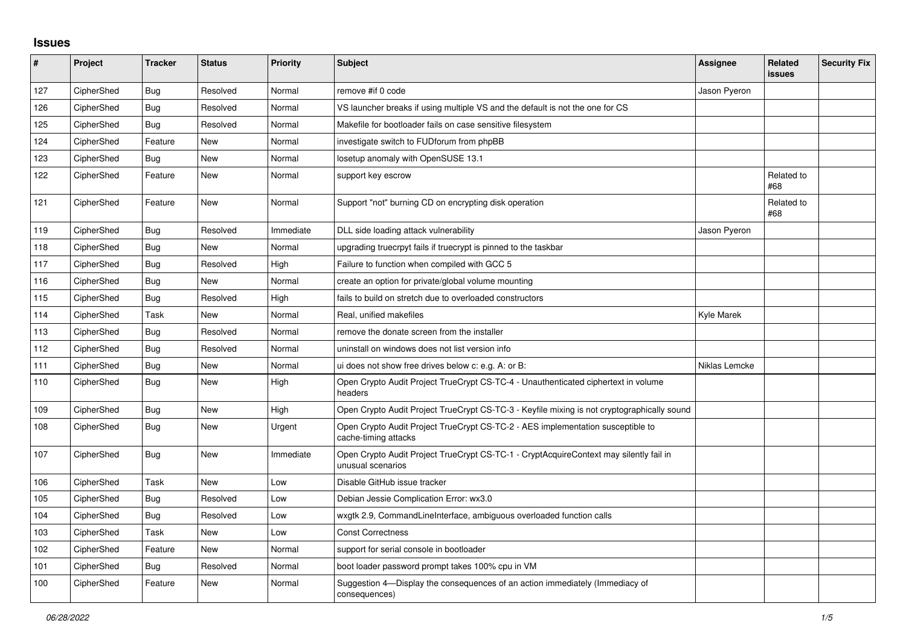## Issues

| # | Project | Tracker | Status | Priority | Subject | Assignee | Related issues | Security Fix |
|---|---|---|---|---|---|---|---|---|
| 127 | CipherShed | Bug | Resolved | Normal | remove #if 0 code | Jason Pyeron | | |
| 126 | CipherShed | Bug | Resolved | Normal | VS launcher breaks if using multiple VS and the default is not the one for CS | | | |
| 125 | CipherShed | Bug | Resolved | Normal | Makefile for bootloader fails on case sensitive filesystem | | | |
| 124 | CipherShed | Feature | New | Normal | investigate switch to FUDforum from phpBB | | | |
| 123 | CipherShed | Bug | New | Normal | losetup anomaly with OpenSUSE 13.1 | | | |
| 122 | CipherShed | Feature | New | Normal | support key escrow | | Related to #68 | |
| 121 | CipherShed | Feature | New | Normal | Support "not" burning CD on encrypting disk operation | | Related to #68 | |
| 119 | CipherShed | Bug | Resolved | Immediate | DLL side loading attack vulnerability | Jason Pyeron | | |
| 118 | CipherShed | Bug | New | Normal | upgrading truecrpyt fails if truecrypt is pinned to the taskbar | | | |
| 117 | CipherShed | Bug | Resolved | High | Failure to function when compiled with GCC 5 | | | |
| 116 | CipherShed | Bug | New | Normal | create an option for private/global volume mounting | | | |
| 115 | CipherShed | Bug | Resolved | High | fails to build on stretch due to overloaded constructors | | | |
| 114 | CipherShed | Task | New | Normal | Real, unified makefiles | Kyle Marek | | |
| 113 | CipherShed | Bug | Resolved | Normal | remove the donate screen from the installer | | | |
| 112 | CipherShed | Bug | Resolved | Normal | uninstall on windows does not list version info | | | |
| 111 | CipherShed | Bug | New | Normal | ui does not show free drives below c: e.g. A: or B: | Niklas Lemcke | | |
| 110 | CipherShed | Bug | New | High | Open Crypto Audit Project TrueCrypt CS-TC-4 - Unauthenticated ciphertext in volume headers | | | |
| 109 | CipherShed | Bug | New | High | Open Crypto Audit Project TrueCrypt CS-TC-3 - Keyfile mixing is not cryptographically sound | | | |
| 108 | CipherShed | Bug | New | Urgent | Open Crypto Audit Project TrueCrypt CS-TC-2 - AES implementation susceptible to cache-timing attacks | | | |
| 107 | CipherShed | Bug | New | Immediate | Open Crypto Audit Project TrueCrypt CS-TC-1 - CryptAcquireContext may silently fail in unusual scenarios | | | |
| 106 | CipherShed | Task | New | Low | Disable GitHub issue tracker | | | |
| 105 | CipherShed | Bug | Resolved | Low | Debian Jessie Complication Error: wx3.0 | | | |
| 104 | CipherShed | Bug | Resolved | Low | wxgtk 2.9, CommandLineInterface, ambiguous overloaded function calls | | | |
| 103 | CipherShed | Task | New | Low | Const Correctness | | | |
| 102 | CipherShed | Feature | New | Normal | support for serial console in bootloader | | | |
| 101 | CipherShed | Bug | Resolved | Normal | boot loader password prompt takes 100% cpu in VM | | | |
| 100 | CipherShed | Feature | New | Normal | Suggestion 4—Display the consequences of an action immediately (Immediacy of consequences) | | | |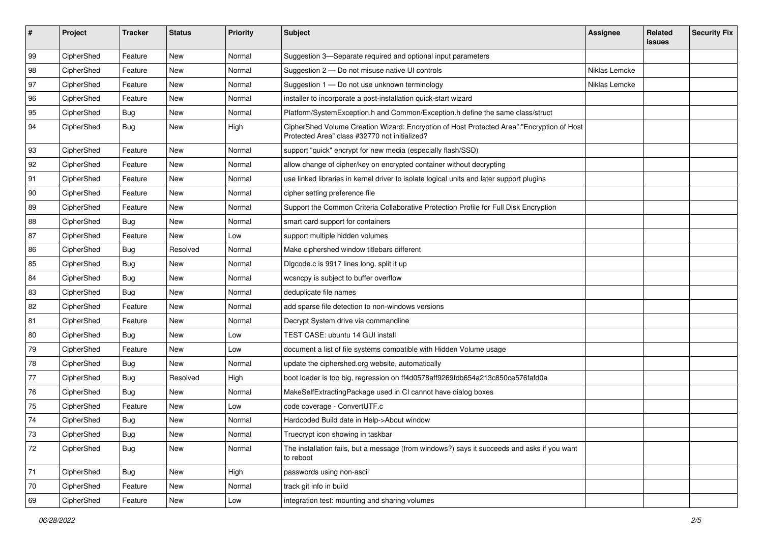| # | Project | Tracker | Status | Priority | Subject | Assignee | Related issues | Security Fix |
|---|---|---|---|---|---|---|---|---|
| 99 | CipherShed | Feature | New | Normal | Suggestion 3—Separate required and optional input parameters | | | |
| 98 | CipherShed | Feature | New | Normal | Suggestion 2 — Do not misuse native UI controls | Niklas Lemcke | | |
| 97 | CipherShed | Feature | New | Normal | Suggestion 1 — Do not use unknown terminology | Niklas Lemcke | | |
| 96 | CipherShed | Feature | New | Normal | installer to incorporate a post-installation quick-start wizard | | | |
| 95 | CipherShed | Bug | New | Normal | Platform/SystemException.h and Common/Exception.h define the same class/struct | | | |
| 94 | CipherShed | Bug | New | High | CipherShed Volume Creation Wizard: Encryption of Host Protected Area":"Encryption of Host Protected Area" class #32770 not initialized? | | | |
| 93 | CipherShed | Feature | New | Normal | support "quick" encrypt for new media (especially flash/SSD) | | | |
| 92 | CipherShed | Feature | New | Normal | allow change of cipher/key on encrypted container without decrypting | | | |
| 91 | CipherShed | Feature | New | Normal | use linked libraries in kernel driver to isolate logical units and later support plugins | | | |
| 90 | CipherShed | Feature | New | Normal | cipher setting preference file | | | |
| 89 | CipherShed | Feature | New | Normal | Support the Common Criteria Collaborative Protection Profile for Full Disk Encryption | | | |
| 88 | CipherShed | Bug | New | Normal | smart card support for containers | | | |
| 87 | CipherShed | Feature | New | Low | support multiple hidden volumes | | | |
| 86 | CipherShed | Bug | Resolved | Normal | Make ciphershed window titlebars different | | | |
| 85 | CipherShed | Bug | New | Normal | Dlgcode.c is 9917 lines long, split it up | | | |
| 84 | CipherShed | Bug | New | Normal | wcsncpy is subject to buffer overflow | | | |
| 83 | CipherShed | Bug | New | Normal | deduplicate file names | | | |
| 82 | CipherShed | Feature | New | Normal | add sparse file detection to non-windows versions | | | |
| 81 | CipherShed | Feature | New | Normal | Decrypt System drive via commandline | | | |
| 80 | CipherShed | Bug | New | Low | TEST CASE: ubuntu 14 GUI install | | | |
| 79 | CipherShed | Feature | New | Low | document a list of file systems compatible with Hidden Volume usage | | | |
| 78 | CipherShed | Bug | New | Normal | update the ciphershed.org website, automatically | | | |
| 77 | CipherShed | Bug | Resolved | High | boot loader is too big, regression on ff4d0578aff9269fdb654a213c850ce576fafd0a | | | |
| 76 | CipherShed | Bug | New | Normal | MakeSelfExtractingPackage used in CI cannot have dialog boxes | | | |
| 75 | CipherShed | Feature | New | Low | code coverage - ConvertUTF.c | | | |
| 74 | CipherShed | Bug | New | Normal | Hardcoded Build date in Help->About window | | | |
| 73 | CipherShed | Bug | New | Normal | Truecrypt icon showing in taskbar | | | |
| 72 | CipherShed | Bug | New | Normal | The installation fails, but a message (from windows?) says it succeeds and asks if you want to reboot | | | |
| 71 | CipherShed | Bug | New | High | passwords using non-ascii | | | |
| 70 | CipherShed | Feature | New | Normal | track git info in build | | | |
| 69 | CipherShed | Feature | New | Low | integration test: mounting and sharing volumes | | | |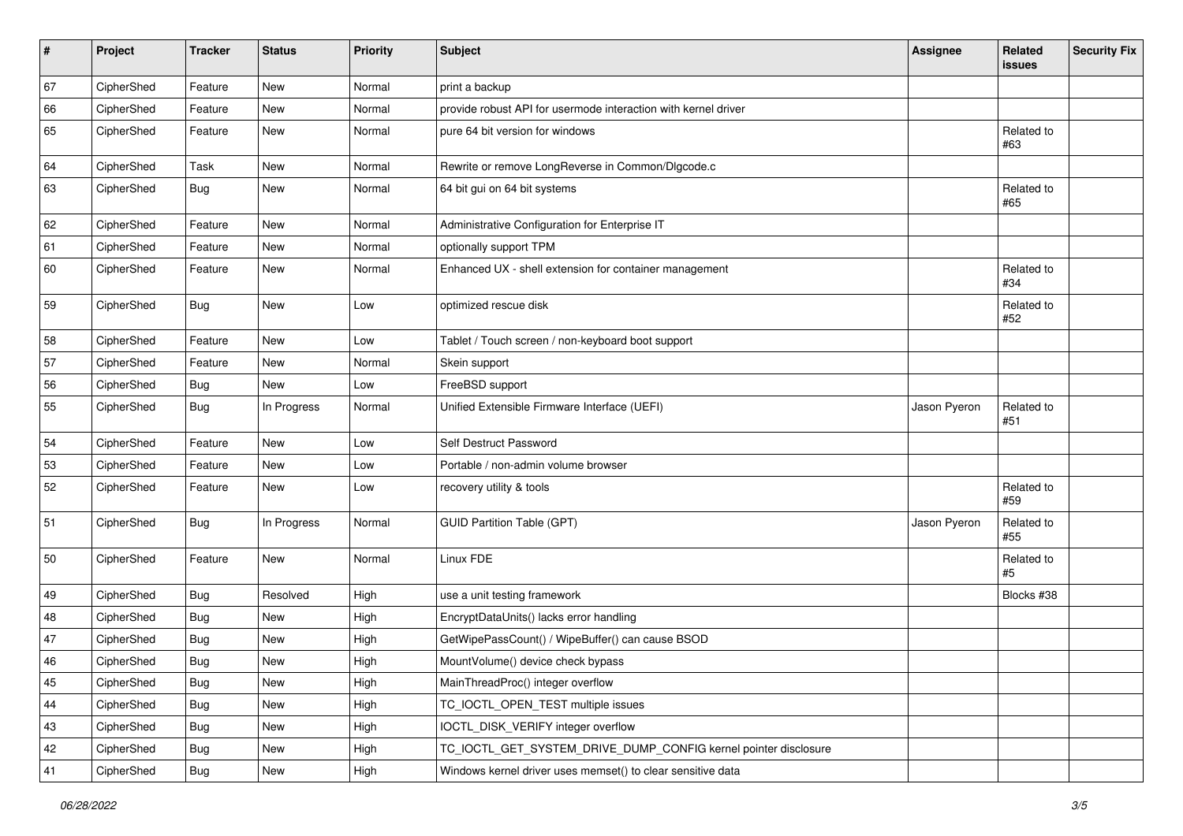| # | Project | Tracker | Status | Priority | Subject | Assignee | Related issues | Security Fix |
|---|---|---|---|---|---|---|---|---|
| 67 | CipherShed | Feature | New | Normal | print a backup | | | |
| 66 | CipherShed | Feature | New | Normal | provide robust API for usermode interaction with kernel driver | | | |
| 65 | CipherShed | Feature | New | Normal | pure 64 bit version for windows | | Related to #63 | |
| 64 | CipherShed | Task | New | Normal | Rewrite or remove LongReverse in Common/Dlgcode.c | | | |
| 63 | CipherShed | Bug | New | Normal | 64 bit gui on 64 bit systems | | Related to #65 | |
| 62 | CipherShed | Feature | New | Normal | Administrative Configuration for Enterprise IT | | | |
| 61 | CipherShed | Feature | New | Normal | optionally support TPM | | | |
| 60 | CipherShed | Feature | New | Normal | Enhanced UX - shell extension for container management | | Related to #34 | |
| 59 | CipherShed | Bug | New | Low | optimized rescue disk | | Related to #52 | |
| 58 | CipherShed | Feature | New | Low | Tablet / Touch screen / non-keyboard boot support | | | |
| 57 | CipherShed | Feature | New | Normal | Skein support | | | |
| 56 | CipherShed | Bug | New | Low | FreeBSD support | | | |
| 55 | CipherShed | Bug | In Progress | Normal | Unified Extensible Firmware Interface (UEFI) | Jason Pyeron | Related to #51 | |
| 54 | CipherShed | Feature | New | Low | Self Destruct Password | | | |
| 53 | CipherShed | Feature | New | Low | Portable / non-admin volume browser | | | |
| 52 | CipherShed | Feature | New | Low | recovery utility & tools | | Related to #59 | |
| 51 | CipherShed | Bug | In Progress | Normal | GUID Partition Table (GPT) | Jason Pyeron | Related to #55 | |
| 50 | CipherShed | Feature | New | Normal | Linux FDE | | Related to #5 | |
| 49 | CipherShed | Bug | Resolved | High | use a unit testing framework | | Blocks #38 | |
| 48 | CipherShed | Bug | New | High | EncryptDataUnits() lacks error handling | | | |
| 47 | CipherShed | Bug | New | High | GetWipePassCount() / WipeBuffer() can cause BSOD | | | |
| 46 | CipherShed | Bug | New | High | MountVolume() device check bypass | | | |
| 45 | CipherShed | Bug | New | High | MainThreadProc() integer overflow | | | |
| 44 | CipherShed | Bug | New | High | TC_IOCTL_OPEN_TEST multiple issues | | | |
| 43 | CipherShed | Bug | New | High | IOCTL_DISK_VERIFY integer overflow | | | |
| 42 | CipherShed | Bug | New | High | TC_IOCTL_GET_SYSTEM_DRIVE_DUMP_CONFIG kernel pointer disclosure | | | |
| 41 | CipherShed | Bug | New | High | Windows kernel driver uses memset() to clear sensitive data | | | |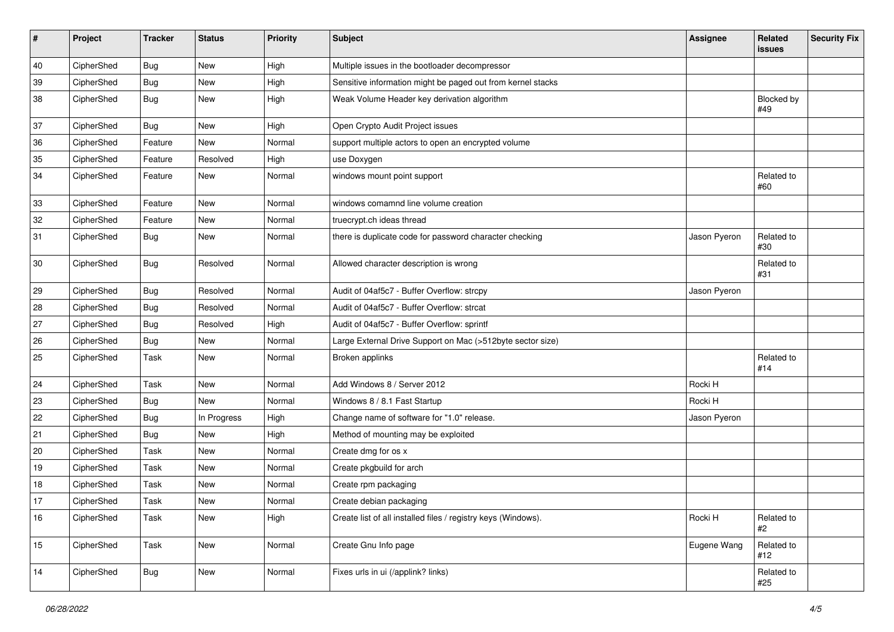| # | Project | Tracker | Status | Priority | Subject | Assignee | Related issues | Security Fix |
|---|---|---|---|---|---|---|---|---|
| 40 | CipherShed | Bug | New | High | Multiple issues in the bootloader decompressor | | | |
| 39 | CipherShed | Bug | New | High | Sensitive information might be paged out from kernel stacks | | | |
| 38 | CipherShed | Bug | New | High | Weak Volume Header key derivation algorithm | | Blocked by #49 | |
| 37 | CipherShed | Bug | New | High | Open Crypto Audit Project issues | | | |
| 36 | CipherShed | Feature | New | Normal | support multiple actors to open an encrypted volume | | | |
| 35 | CipherShed | Feature | Resolved | High | use Doxygen | | | |
| 34 | CipherShed | Feature | New | Normal | windows mount point support | | Related to #60 | |
| 33 | CipherShed | Feature | New | Normal | windows comamnd line volume creation | | | |
| 32 | CipherShed | Feature | New | Normal | truecrypt.ch ideas thread | | | |
| 31 | CipherShed | Bug | New | Normal | there is duplicate code for password character checking | Jason Pyeron | Related to #30 | |
| 30 | CipherShed | Bug | Resolved | Normal | Allowed character description is wrong | | Related to #31 | |
| 29 | CipherShed | Bug | Resolved | Normal | Audit of 04af5c7 - Buffer Overflow: strcpy | Jason Pyeron | | |
| 28 | CipherShed | Bug | Resolved | Normal | Audit of 04af5c7 - Buffer Overflow: strcat | | | |
| 27 | CipherShed | Bug | Resolved | High | Audit of 04af5c7 - Buffer Overflow: sprintf | | | |
| 26 | CipherShed | Bug | New | Normal | Large External Drive Support on Mac (>512byte sector size) | | | |
| 25 | CipherShed | Task | New | Normal | Broken applinks | | Related to #14 | |
| 24 | CipherShed | Task | New | Normal | Add Windows 8 / Server 2012 | Rocki H | | |
| 23 | CipherShed | Bug | New | Normal | Windows 8 / 8.1 Fast Startup | Rocki H | | |
| 22 | CipherShed | Bug | In Progress | High | Change name of software for "1.0" release. | Jason Pyeron | | |
| 21 | CipherShed | Bug | New | High | Method of mounting may be exploited | | | |
| 20 | CipherShed | Task | New | Normal | Create dmg for os x | | | |
| 19 | CipherShed | Task | New | Normal | Create pkgbuild for arch | | | |
| 18 | CipherShed | Task | New | Normal | Create rpm packaging | | | |
| 17 | CipherShed | Task | New | Normal | Create debian packaging | | | |
| 16 | CipherShed | Task | New | High | Create list of all installed files / registry keys (Windows). | Rocki H | Related to #2 | |
| 15 | CipherShed | Task | New | Normal | Create Gnu Info page | Eugene Wang | Related to #12 | |
| 14 | CipherShed | Bug | New | Normal | Fixes urls in ui (/applink? links) | | Related to #25 | |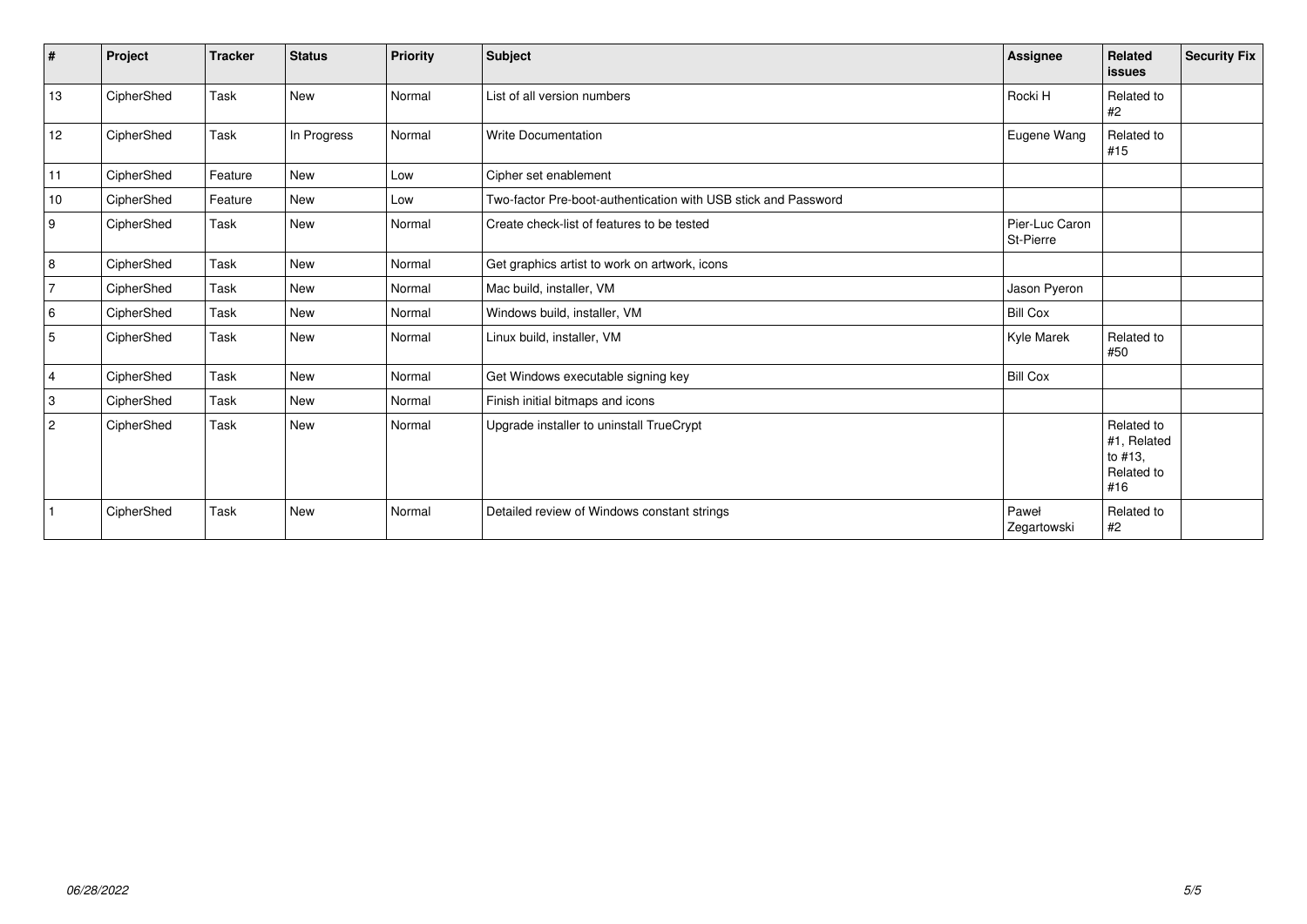| # | Project | Tracker | Status | Priority | Subject | Assignee | Related issues | Security Fix |
|---|---|---|---|---|---|---|---|---|
| 13 | CipherShed | Task | New | Normal | List of all version numbers | Rocki H | Related to #2 | |
| 12 | CipherShed | Task | In Progress | Normal | Write Documentation | Eugene Wang | Related to #15 | |
| 11 | CipherShed | Feature | New | Low | Cipher set enablement | | | |
| 10 | CipherShed | Feature | New | Low | Two-factor Pre-boot-authentication with USB stick and Password | | | |
| 9 | CipherShed | Task | New | Normal | Create check-list of features to be tested | Pier-Luc Caron St-Pierre | | |
| 8 | CipherShed | Task | New | Normal | Get graphics artist to work on artwork, icons | | | |
| 7 | CipherShed | Task | New | Normal | Mac build, installer, VM | Jason Pyeron | | |
| 6 | CipherShed | Task | New | Normal | Windows build, installer, VM | Bill Cox | | |
| 5 | CipherShed | Task | New | Normal | Linux build, installer, VM | Kyle Marek | Related to #50 | |
| 4 | CipherShed | Task | New | Normal | Get Windows executable signing key | Bill Cox | | |
| 3 | CipherShed | Task | New | Normal | Finish initial bitmaps and icons | | | |
| 2 | CipherShed | Task | New | Normal | Upgrade installer to uninstall TrueCrypt | | Related to #1, Related to #13, Related to #16 | |
| 1 | CipherShed | Task | New | Normal | Detailed review of Windows constant strings | Paweł Zegartowski | Related to #2 | |

*06/28/2022*